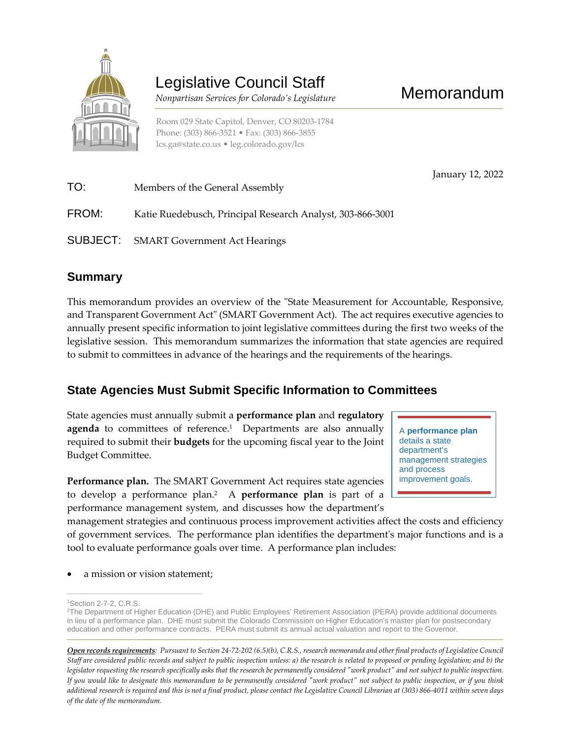# Legislative Council Staff

*Nonpartisan Services for Colorado's Legislature*

# Memorandum

Room 029 State Capitol, Denver, CO 80203-1784
Phone: (303) 866-3521 • Fax: (303) 866-3855
lcs.ga@state.co.us • leg.colorado.gov/lcs

January 12, 2022

TO: Members of the General Assembly

FROM: Katie Ruedebusch, Principal Research Analyst, 303-866-3001

SUBJECT: SMART Government Act Hearings

## Summary

This memorandum provides an overview of the "State Measurement for Accountable, Responsive, and Transparent Government Act" (SMART Government Act). The act requires executive agencies to annually present specific information to joint legislative committees during the first two weeks of the legislative session. This memorandum summarizes the information that state agencies are required to submit to committees in advance of the hearings and the requirements of the hearings.

## State Agencies Must Submit Specific Information to Committees

State agencies must annually submit a **performance plan** and **regulatory agenda** to committees of reference.[1] Departments are also annually required to submit their **budgets** for the upcoming fiscal year to the Joint Budget Committee.

> A **performance plan** details a state department's management strategies and process improvement goals.

**Performance plan.** The SMART Government Act requires state agencies to develop a performance plan.[2] A **performance plan** is part of a performance management system, and discusses how the department's management strategies and continuous process improvement activities affect the costs and efficiency of government services. The performance plan identifies the department's major functions and is a tool to evaluate performance goals over time. A performance plan includes:

- a mission or vision statement;

---

[1]Section 2-7-2, C.R.S.

[2]The Department of Higher Education (DHE) and Public Employees' Retirement Association (PERA) provide additional documents in lieu of a performance plan. DHE must submit the Colorado Commission on Higher Education's master plan for postsecondary education and other performance contracts. PERA must submit its annual actual valuation and report to the Governor.

***Open records requirements**: Pursuant to Section 24-72-202 (6.5)(b), C.R.S., research memoranda and other final products of Legislative Council Staff are considered public records and subject to public inspection unless: a) the research is related to proposed or pending legislation; and b) the legislator requesting the research specifically asks that the research be permanently considered "work product" and not subject to public inspection. If you would like to designate this memorandum to be permanently considered "work product" not subject to public inspection, or if you think additional research is required and this is not a final product, please contact the Legislative Council Librarian at (303) 866-4011 within seven days of the date of the memorandum.*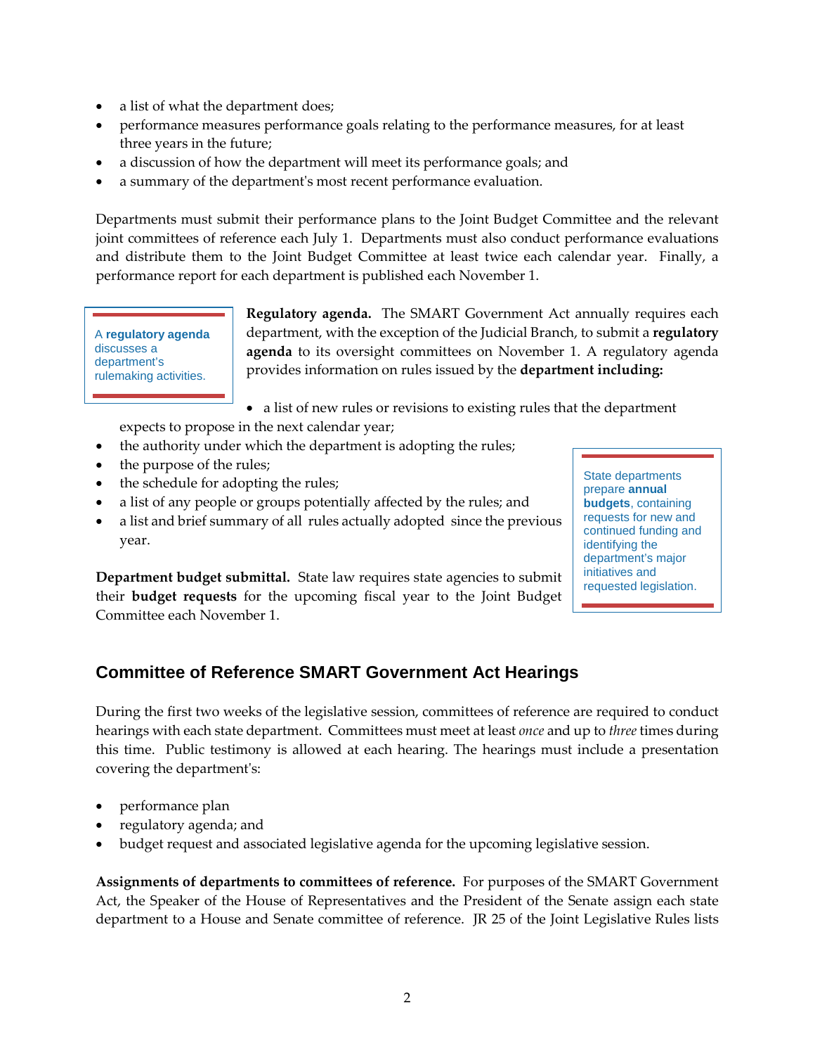- a list of what the department does;
- performance measures performance goals relating to the performance measures, for at least three years in the future;
- a discussion of how the department will meet its performance goals; and
- a summary of the department's most recent performance evaluation.

Departments must submit their performance plans to the Joint Budget Committee and the relevant joint committees of reference each July 1. Departments must also conduct performance evaluations and distribute them to the Joint Budget Committee at least twice each calendar year. Finally, a performance report for each department is published each November 1.

> A **regulatory agenda** discusses a department's rulemaking activities.

**Regulatory agenda.** The SMART Government Act annually requires each department, with the exception of the Judicial Branch, to submit a **regulatory agenda** to its oversight committees on November 1. A regulatory agenda provides information on rules issued by the **department including:**

- a list of new rules or revisions to existing rules that the department expects to propose in the next calendar year;
- the authority under which the department is adopting the rules;
- the purpose of the rules;
- the schedule for adopting the rules;
- a list of any people or groups potentially affected by the rules; and
- a list and brief summary of all rules actually adopted since the previous year.

> State departments prepare **annual budgets**, containing requests for new and continued funding and identifying the department's major initiatives and requested legislation.

**Department budget submittal.** State law requires state agencies to submit their **budget requests** for the upcoming fiscal year to the Joint Budget Committee each November 1.

## Committee of Reference SMART Government Act Hearings

During the first two weeks of the legislative session, committees of reference are required to conduct hearings with each state department. Committees must meet at least *once* and up to *three* times during this time. Public testimony is allowed at each hearing. The hearings must include a presentation covering the department's:

- performance plan
- regulatory agenda; and
- budget request and associated legislative agenda for the upcoming legislative session.

**Assignments of departments to committees of reference.** For purposes of the SMART Government Act, the Speaker of the House of Representatives and the President of the Senate assign each state department to a House and Senate committee of reference. JR 25 of the Joint Legislative Rules lists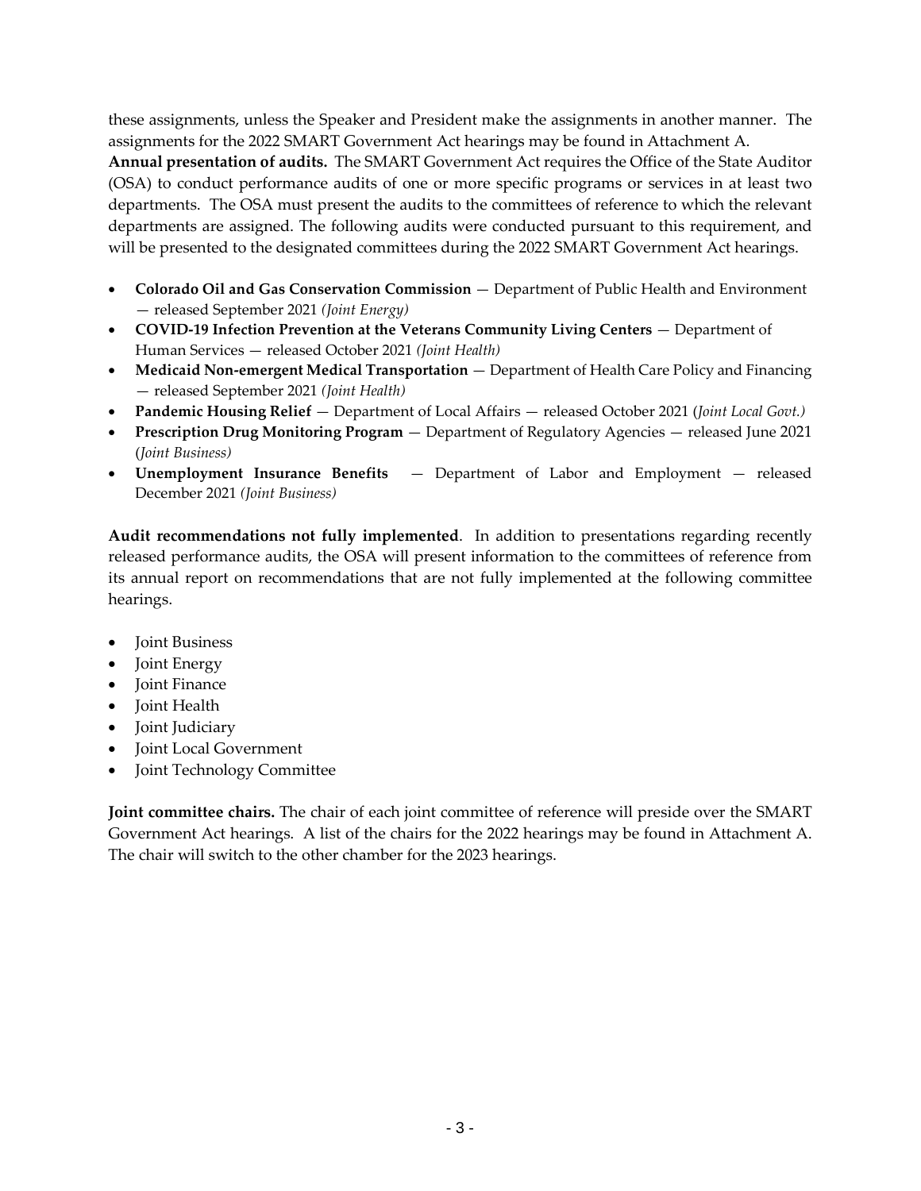these assignments, unless the Speaker and President make the assignments in another manner. The assignments for the 2022 SMART Government Act hearings may be found in Attachment A.

**Annual presentation of audits.** The SMART Government Act requires the Office of the State Auditor (OSA) to conduct performance audits of one or more specific programs or services in at least two departments. The OSA must present the audits to the committees of reference to which the relevant departments are assigned. The following audits were conducted pursuant to this requirement, and will be presented to the designated committees during the 2022 SMART Government Act hearings.

- **Colorado Oil and Gas Conservation Commission** — Department of Public Health and Environment — released September 2021 *(Joint Energy)*
- **COVID-19 Infection Prevention at the Veterans Community Living Centers** — Department of Human Services — released October 2021 *(Joint Health)*
- **Medicaid Non-emergent Medical Transportation** — Department of Health Care Policy and Financing — released September 2021 *(Joint Health)*
- **Pandemic Housing Relief** — Department of Local Affairs — released October 2021 (*Joint Local Govt.)*
- **Prescription Drug Monitoring Program** — Department of Regulatory Agencies — released June 2021 (*Joint Business)*
- **Unemployment Insurance Benefits** — Department of Labor and Employment — released December 2021 *(Joint Business)*

**Audit recommendations not fully implemented**. In addition to presentations regarding recently released performance audits, the OSA will present information to the committees of reference from its annual report on recommendations that are not fully implemented at the following committee hearings.

- Joint Business
- Joint Energy
- Joint Finance
- Joint Health
- Joint Judiciary
- Joint Local Government
- Joint Technology Committee

**Joint committee chairs.** The chair of each joint committee of reference will preside over the SMART Government Act hearings. A list of the chairs for the 2022 hearings may be found in Attachment A. The chair will switch to the other chamber for the 2023 hearings.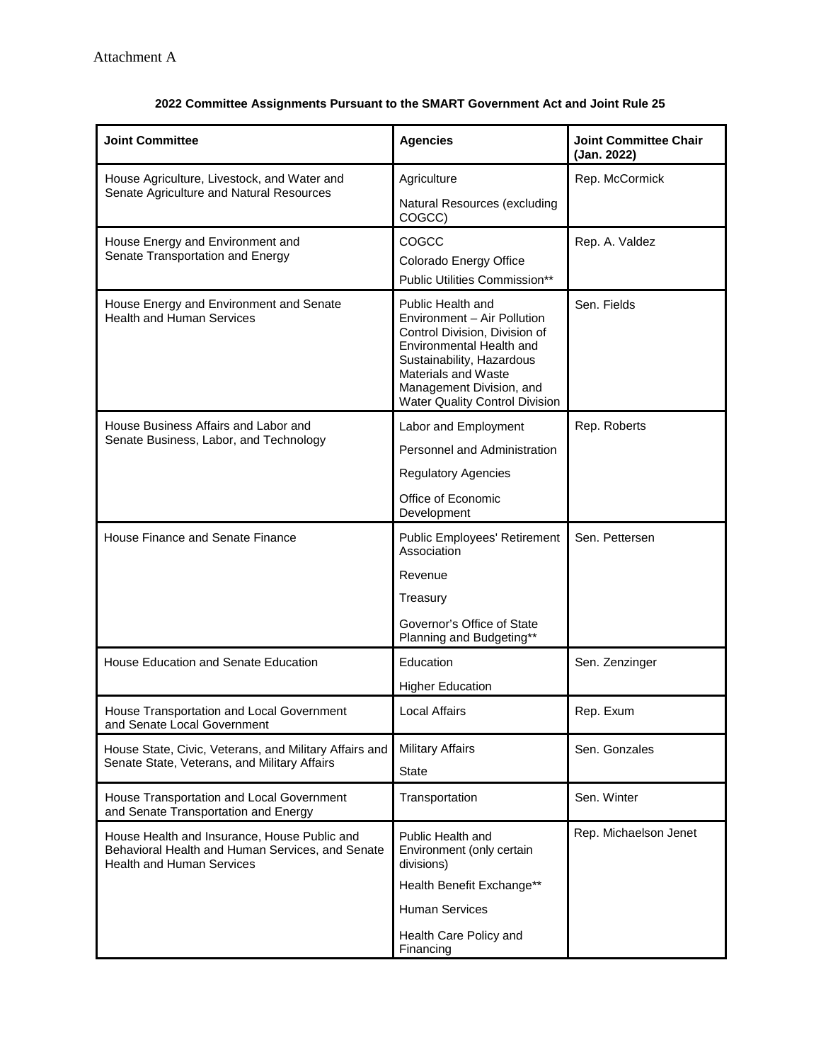Attachment A

**2022 Committee Assignments Pursuant to the SMART Government Act and Joint Rule 25**

| Joint Committee | Agencies | Joint Committee Chair (Jan. 2022) |
|---|---|---|
| House Agriculture, Livestock, and Water and Senate Agriculture and Natural Resources | Agriculture<br>Natural Resources (excluding COGCC) | Rep. McCormick |
| House Energy and Environment and Senate Transportation and Energy | COGCC<br>Colorado Energy Office<br>Public Utilities Commission** | Rep. A. Valdez |
| House Energy and Environment and Senate Health and Human Services | Public Health and Environment – Air Pollution Control Division, Division of Environmental Health and Sustainability, Hazardous Materials and Waste Management Division, and Water Quality Control Division | Sen. Fields |
| House Business Affairs and Labor and Senate Business, Labor, and Technology | Labor and Employment<br>Personnel and Administration<br>Regulatory Agencies<br>Office of Economic Development | Rep. Roberts |
| House Finance and Senate Finance | Public Employees' Retirement Association<br>Revenue<br>Treasury<br>Governor's Office of State Planning and Budgeting** | Sen. Pettersen |
| House Education and Senate Education | Education<br>Higher Education | Sen. Zenzinger |
| House Transportation and Local Government and Senate Local Government | Local Affairs | Rep. Exum |
| House State, Civic, Veterans, and Military Affairs and Senate State, Veterans, and Military Affairs | Military Affairs<br>State | Sen. Gonzales |
| House Transportation and Local Government and Senate Transportation and Energy | Transportation | Sen. Winter |
| House Health and Insurance, House Public and Behavioral Health and Human Services, and Senate Health and Human Services | Public Health and Environment (only certain divisions)<br>Health Benefit Exchange**<br>Human Services<br>Health Care Policy and Financing | Rep. Michaelson Jenet |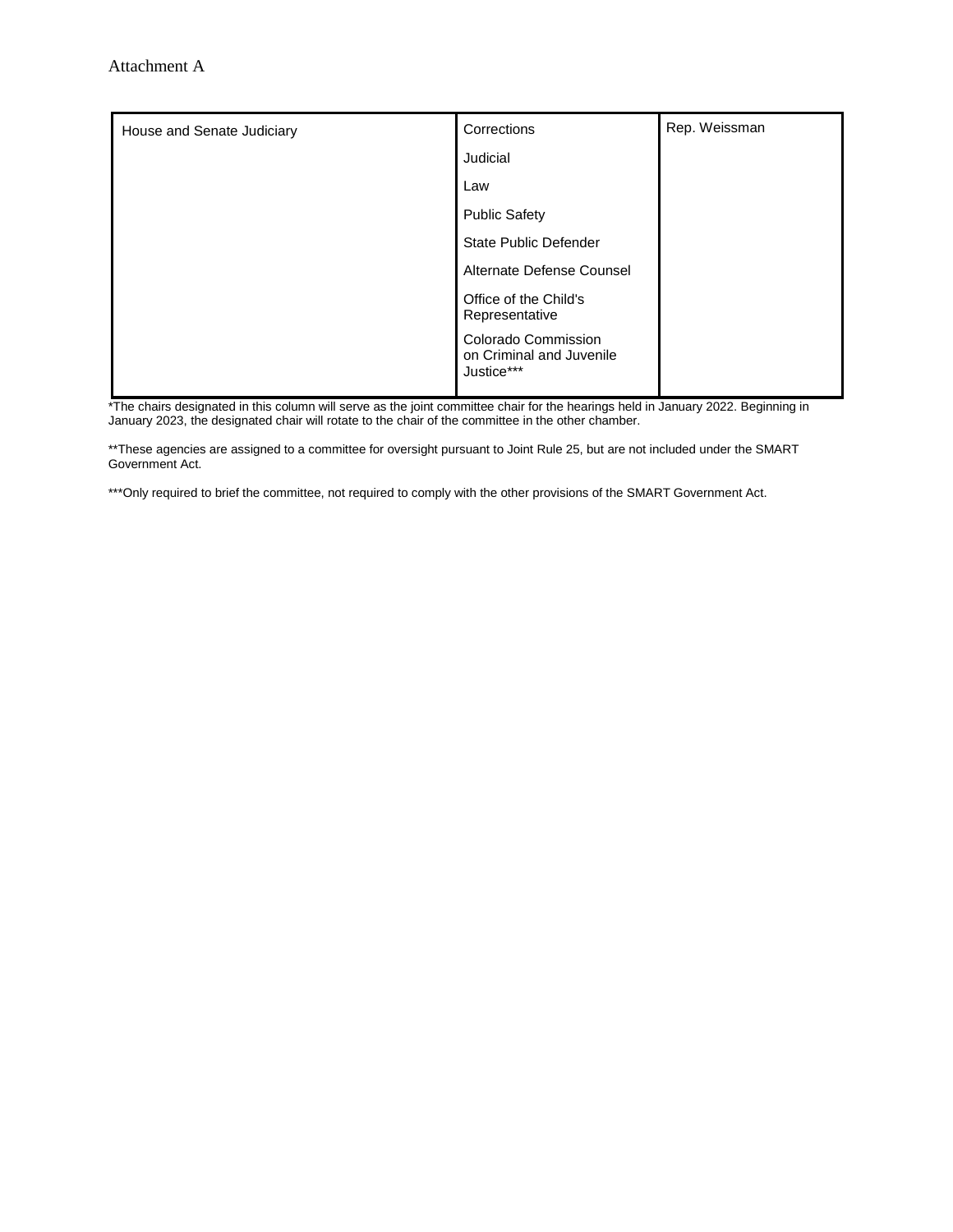Attachment A

| | | |
|---|---|---|
| House and Senate Judiciary | Corrections<br>Judicial<br>Law<br>Public Safety<br>State Public Defender<br>Alternate Defense Counsel<br>Office of the Child's Representative<br>Colorado Commission on Criminal and Juvenile Justice*** | Rep. Weissman |

*The chairs designated in this column will serve as the joint committee chair for the hearings held in January 2022. Beginning in January 2023, the designated chair will rotate to the chair of the committee in the other chamber.

**These agencies are assigned to a committee for oversight pursuant to Joint Rule 25, but are not included under the SMART Government Act.

***Only required to brief the committee, not required to comply with the other provisions of the SMART Government Act.